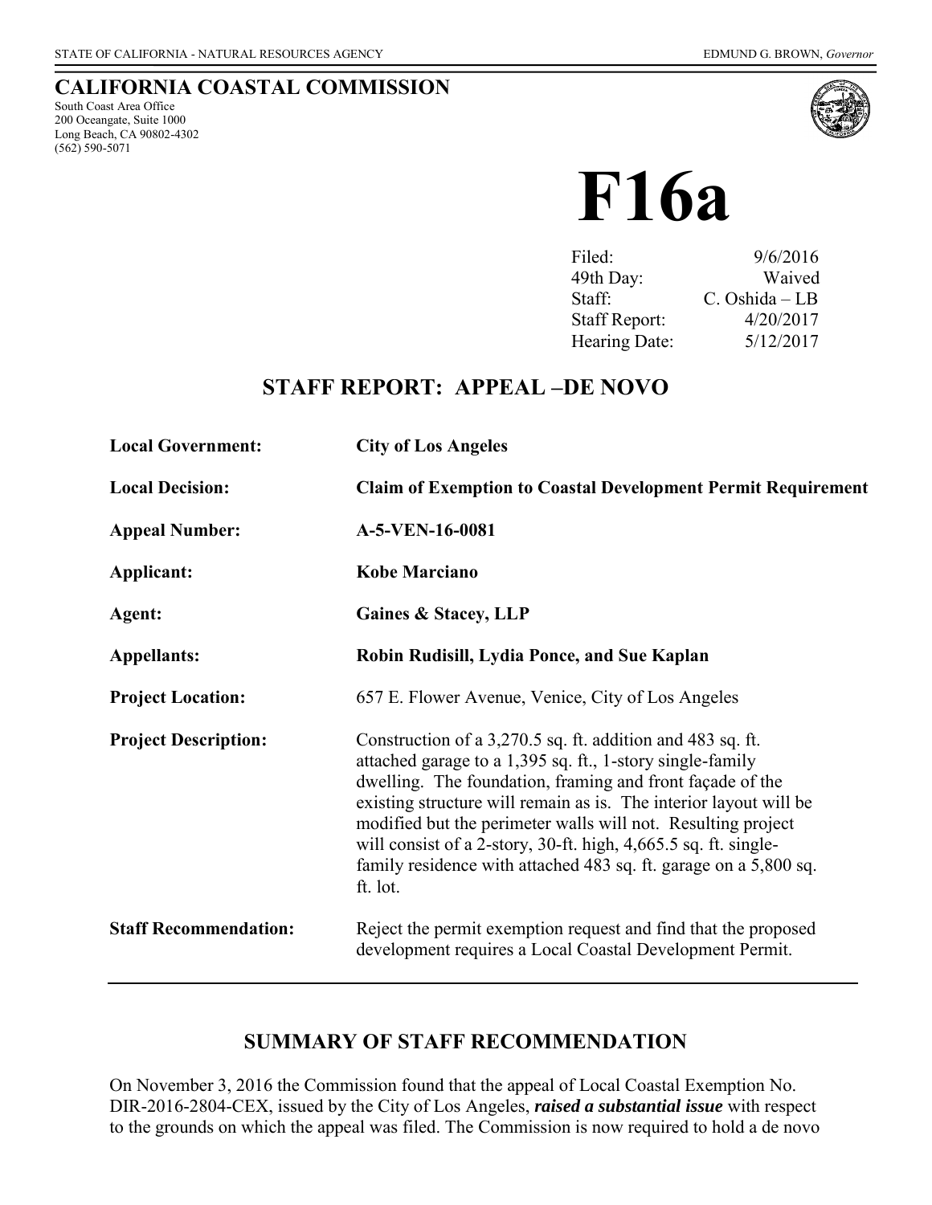STATE OF CALIFORNIA - NATURAL RESOURCES AGENCY

EDMUND G. BROWN, *Governor*

# CALIFORNIA COASTAL COMMISSION

South Coast Area Office
200 Oceangate, Suite 1000
Long Beach, CA 90802-4302
(562) 590-5071

# F16a

| | |
|---|---|
| Filed: | 9/6/2016 |
| 49th Day: | Waived |
| Staff: | C. Oshida – LB |
| Staff Report: | 4/20/2017 |
| Hearing Date: | 5/12/2017 |

## STAFF REPORT: APPEAL –DE NOVO

| | |
|---|---|
| **Local Government:** | **City of Los Angeles** |
| **Local Decision:** | **Claim of Exemption to Coastal Development Permit Requirement** |
| **Appeal Number:** | **A-5-VEN-16-0081** |
| **Applicant:** | **Kobe Marciano** |
| **Agent:** | **Gaines & Stacey, LLP** |
| **Appellants:** | **Robin Rudisill, Lydia Ponce, and Sue Kaplan** |
| **Project Location:** | 657 E. Flower Avenue, Venice, City of Los Angeles |
| **Project Description:** | Construction of a 3,270.5 sq. ft. addition and 483 sq. ft. attached garage to a 1,395 sq. ft., 1-story single-family dwelling. The foundation, framing and front façade of the existing structure will remain as is. The interior layout will be modified but the perimeter walls will not. Resulting project will consist of a 2-story, 30-ft. high, 4,665.5 sq. ft. single-family residence with attached 483 sq. ft. garage on a 5,800 sq. ft. lot. |
| **Staff Recommendation:** | Reject the permit exemption request and find that the proposed development requires a Local Coastal Development Permit. |

## SUMMARY OF STAFF RECOMMENDATION

On November 3, 2016 the Commission found that the appeal of Local Coastal Exemption No. DIR-2016-2804-CEX, issued by the City of Los Angeles, ***raised a substantial issue*** with respect to the grounds on which the appeal was filed. The Commission is now required to hold a de novo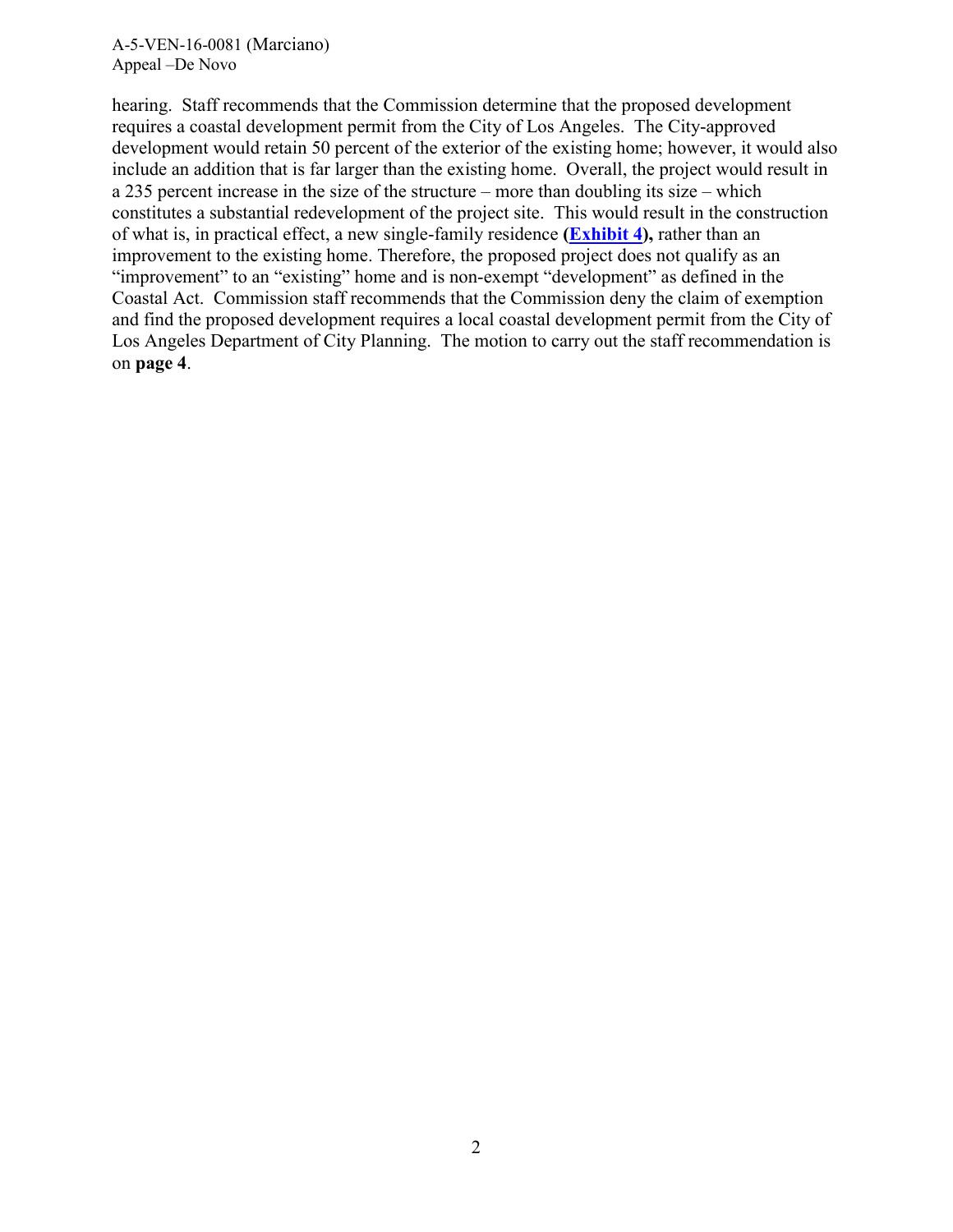hearing. Staff recommends that the Commission determine that the proposed development requires a coastal development permit from the City of Los Angeles. The City-approved development would retain 50 percent of the exterior of the existing home; however, it would also include an addition that is far larger than the existing home. Overall, the project would result in a 235 percent increase in the size of the structure – more than doubling its size – which constitutes a substantial redevelopment of the project site. This would result in the construction of what is, in practical effect, a new single-family residence **(Exhibit 4),** rather than an improvement to the existing home. Therefore, the proposed project does not qualify as an "improvement" to an "existing" home and is non-exempt "development" as defined in the Coastal Act. Commission staff recommends that the Commission deny the claim of exemption and find the proposed development requires a local coastal development permit from the City of Los Angeles Department of City Planning. The motion to carry out the staff recommendation is on **page 4**.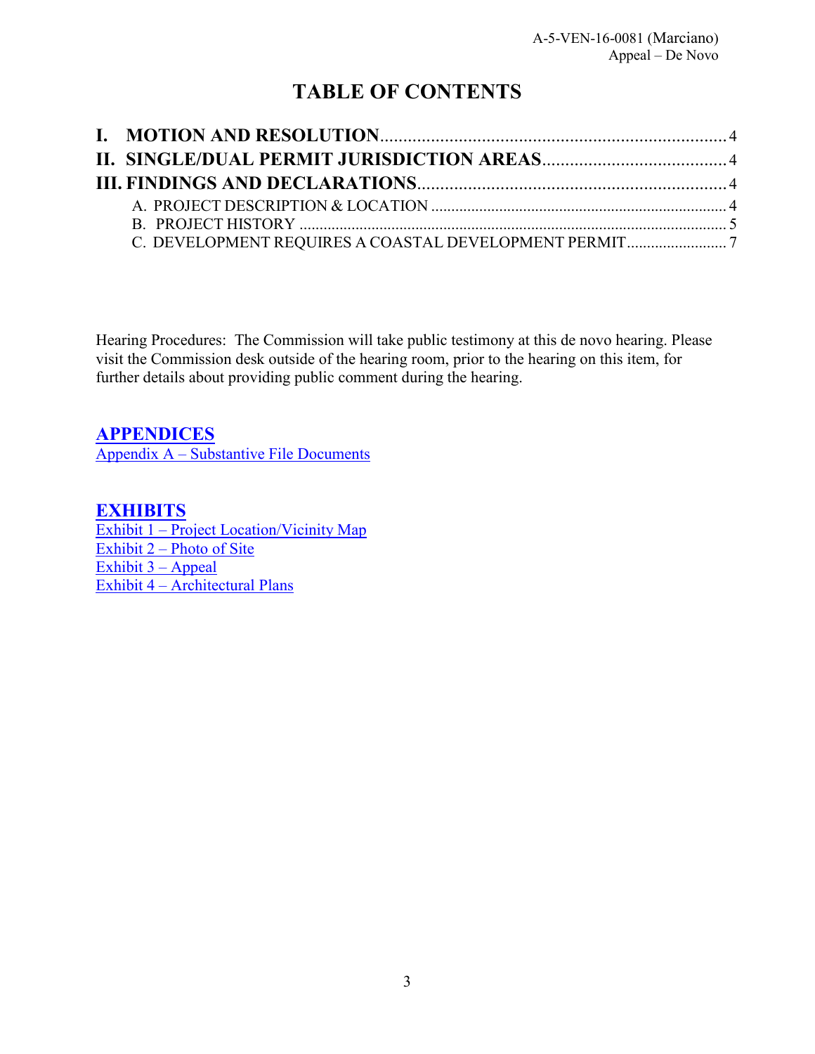# TABLE OF CONTENTS

**I. MOTION AND RESOLUTION** .......... 4
**II. SINGLE/DUAL PERMIT JURISDICTION AREAS** .......... 4
**III. FINDINGS AND DECLARATIONS** .......... 4
- A. PROJECT DESCRIPTION & LOCATION .......... 4
- B. PROJECT HISTORY .......... 5
- C. DEVELOPMENT REQUIRES A COASTAL DEVELOPMENT PERMIT .......... 7

Hearing Procedures: The Commission will take public testimony at this de novo hearing. Please visit the Commission desk outside of the hearing room, prior to the hearing on this item, for further details about providing public comment during the hearing.

## APPENDICES

Appendix A – Substantive File Documents

## EXHIBITS

Exhibit 1 – Project Location/Vicinity Map
Exhibit 2 – Photo of Site
Exhibit 3 – Appeal
Exhibit 4 – Architectural Plans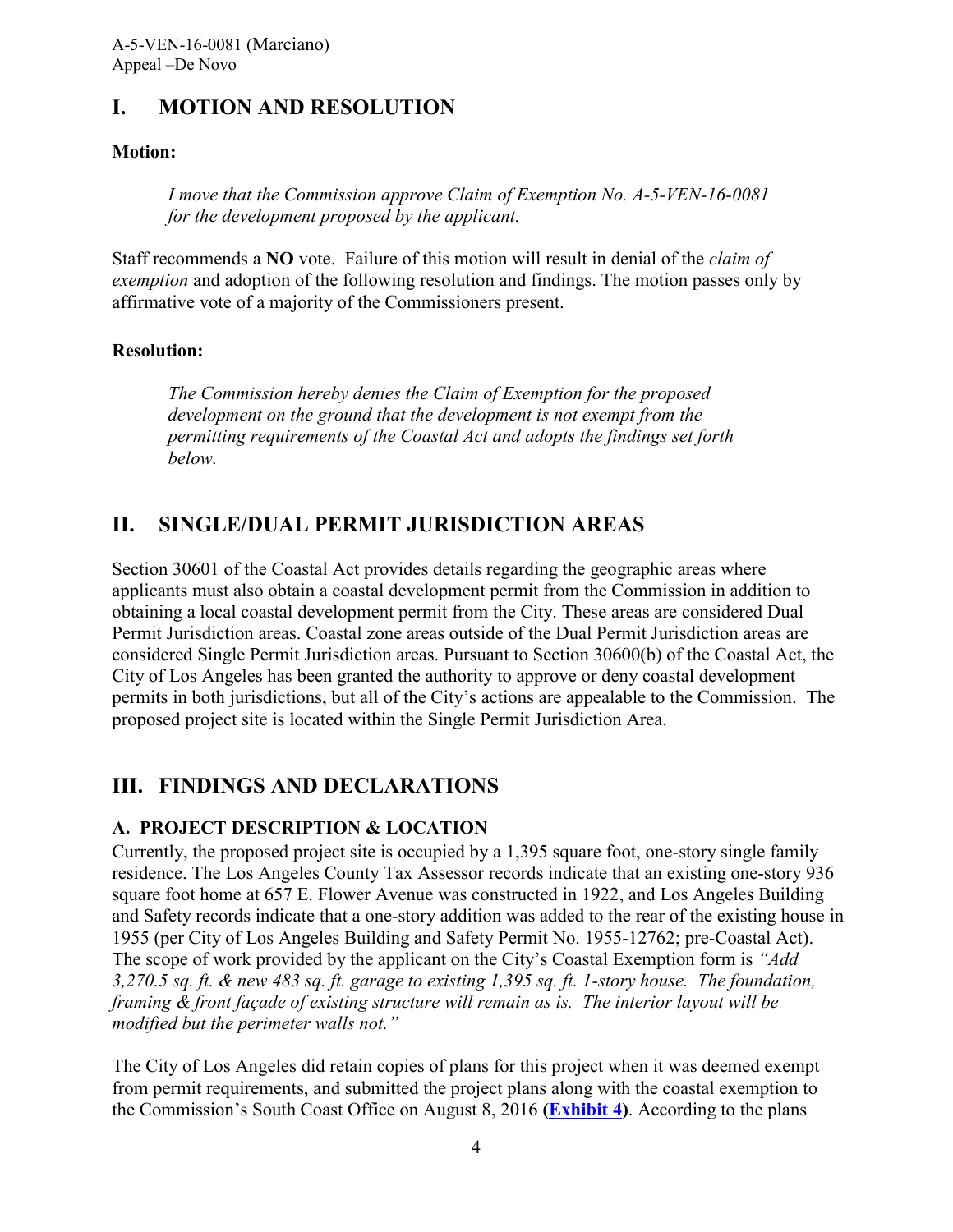## I. MOTION AND RESOLUTION

**Motion:**

*I move that the Commission approve Claim of Exemption No. A-5-VEN-16-0081 for the development proposed by the applicant.*

Staff recommends a **NO** vote. Failure of this motion will result in denial of the *claim of exemption* and adoption of the following resolution and findings. The motion passes only by affirmative vote of a majority of the Commissioners present.

**Resolution:**

*The Commission hereby denies the Claim of Exemption for the proposed development on the ground that the development is not exempt from the permitting requirements of the Coastal Act and adopts the findings set forth below.*

## II. SINGLE/DUAL PERMIT JURISDICTION AREAS

Section 30601 of the Coastal Act provides details regarding the geographic areas where applicants must also obtain a coastal development permit from the Commission in addition to obtaining a local coastal development permit from the City. These areas are considered Dual Permit Jurisdiction areas. Coastal zone areas outside of the Dual Permit Jurisdiction areas are considered Single Permit Jurisdiction areas. Pursuant to Section 30600(b) of the Coastal Act, the City of Los Angeles has been granted the authority to approve or deny coastal development permits in both jurisdictions, but all of the City's actions are appealable to the Commission. The proposed project site is located within the Single Permit Jurisdiction Area.

## III. FINDINGS AND DECLARATIONS

### A. PROJECT DESCRIPTION & LOCATION

Currently, the proposed project site is occupied by a 1,395 square foot, one-story single family residence. The Los Angeles County Tax Assessor records indicate that an existing one-story 936 square foot home at 657 E. Flower Avenue was constructed in 1922, and Los Angeles Building and Safety records indicate that a one-story addition was added to the rear of the existing house in 1955 (per City of Los Angeles Building and Safety Permit No. 1955-12762; pre-Coastal Act). The scope of work provided by the applicant on the City's Coastal Exemption form is *"Add 3,270.5 sq. ft. & new 483 sq. ft. garage to existing 1,395 sq. ft. 1-story house. The foundation, framing & front façade of existing structure will remain as is. The interior layout will be modified but the perimeter walls not."*

The City of Los Angeles did retain copies of plans for this project when it was deemed exempt from permit requirements, and submitted the project plans along with the coastal exemption to the Commission's South Coast Office on August 8, 2016 **(Exhibit 4)**. According to the plans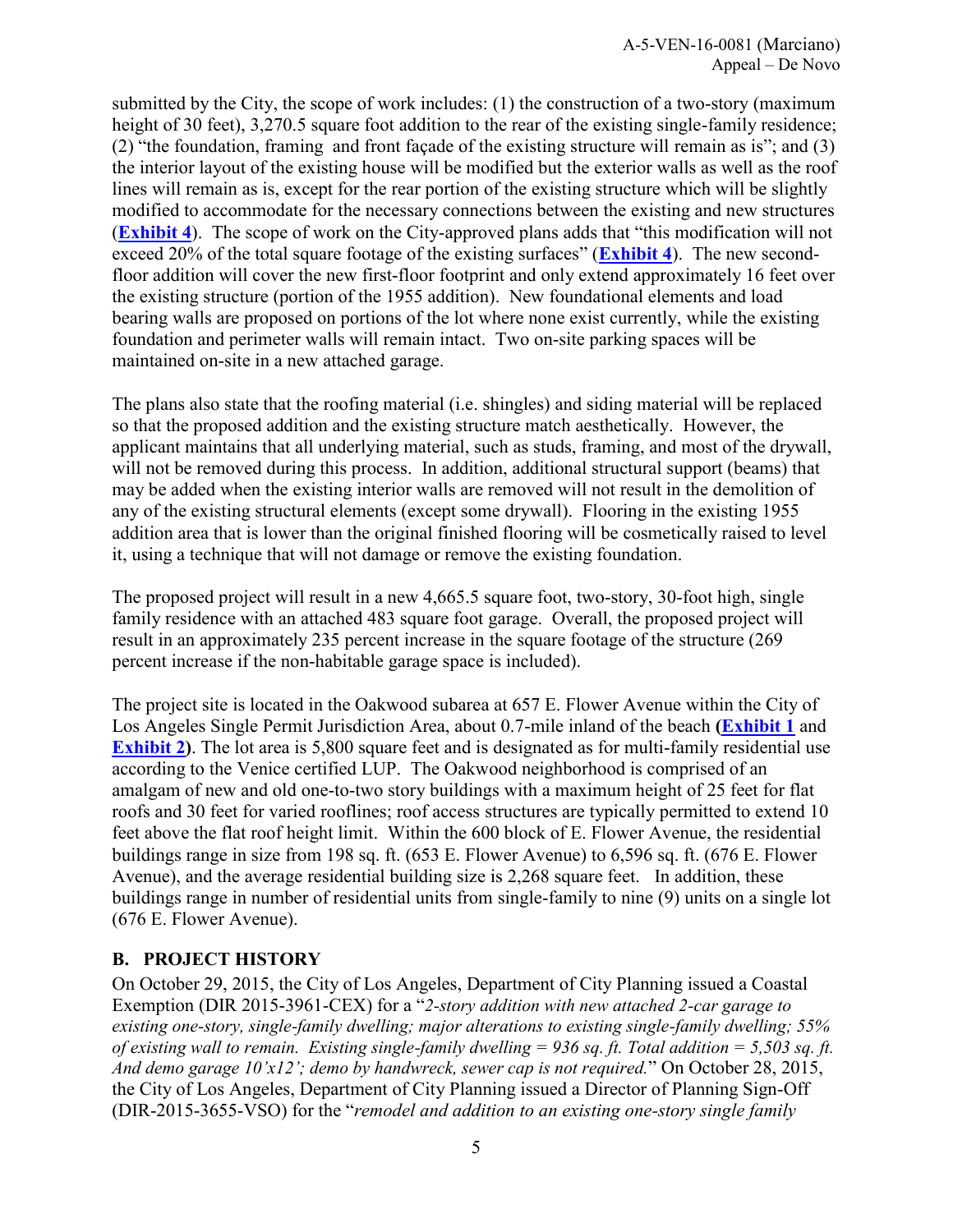submitted by the City, the scope of work includes: (1) the construction of a two-story (maximum height of 30 feet), 3,270.5 square foot addition to the rear of the existing single-family residence; (2) "the foundation, framing and front façade of the existing structure will remain as is"; and (3) the interior layout of the existing house will be modified but the exterior walls as well as the roof lines will remain as is, except for the rear portion of the existing structure which will be slightly modified to accommodate for the necessary connections between the existing and new structures (**Exhibit 4**). The scope of work on the City-approved plans adds that "this modification will not exceed 20% of the total square footage of the existing surfaces" (**Exhibit 4**). The new second-floor addition will cover the new first-floor footprint and only extend approximately 16 feet over the existing structure (portion of the 1955 addition). New foundational elements and load bearing walls are proposed on portions of the lot where none exist currently, while the existing foundation and perimeter walls will remain intact. Two on-site parking spaces will be maintained on-site in a new attached garage.

The plans also state that the roofing material (i.e. shingles) and siding material will be replaced so that the proposed addition and the existing structure match aesthetically. However, the applicant maintains that all underlying material, such as studs, framing, and most of the drywall, will not be removed during this process. In addition, additional structural support (beams) that may be added when the existing interior walls are removed will not result in the demolition of any of the existing structural elements (except some drywall). Flooring in the existing 1955 addition area that is lower than the original finished flooring will be cosmetically raised to level it, using a technique that will not damage or remove the existing foundation.

The proposed project will result in a new 4,665.5 square foot, two-story, 30-foot high, single family residence with an attached 483 square foot garage. Overall, the proposed project will result in an approximately 235 percent increase in the square footage of the structure (269 percent increase if the non-habitable garage space is included).

The project site is located in the Oakwood subarea at 657 E. Flower Avenue within the City of Los Angeles Single Permit Jurisdiction Area, about 0.7-mile inland of the beach **(Exhibit 1** and **Exhibit 2)**. The lot area is 5,800 square feet and is designated as for multi-family residential use according to the Venice certified LUP. The Oakwood neighborhood is comprised of an amalgam of new and old one-to-two story buildings with a maximum height of 25 feet for flat roofs and 30 feet for varied rooflines; roof access structures are typically permitted to extend 10 feet above the flat roof height limit. Within the 600 block of E. Flower Avenue, the residential buildings range in size from 198 sq. ft. (653 E. Flower Avenue) to 6,596 sq. ft. (676 E. Flower Avenue), and the average residential building size is 2,268 square feet. In addition, these buildings range in number of residential units from single-family to nine (9) units on a single lot (676 E. Flower Avenue).

## B. PROJECT HISTORY

On October 29, 2015, the City of Los Angeles, Department of City Planning issued a Coastal Exemption (DIR 2015-3961-CEX) for a "*2-story addition with new attached 2-car garage to existing one-story, single-family dwelling; major alterations to existing single-family dwelling; 55% of existing wall to remain. Existing single-family dwelling = 936 sq. ft. Total addition = 5,503 sq. ft. And demo garage 10'x12'; demo by handwreck, sewer cap is not required.*" On October 28, 2015, the City of Los Angeles, Department of City Planning issued a Director of Planning Sign-Off (DIR-2015-3655-VSO) for the "*remodel and addition to an existing one-story single family*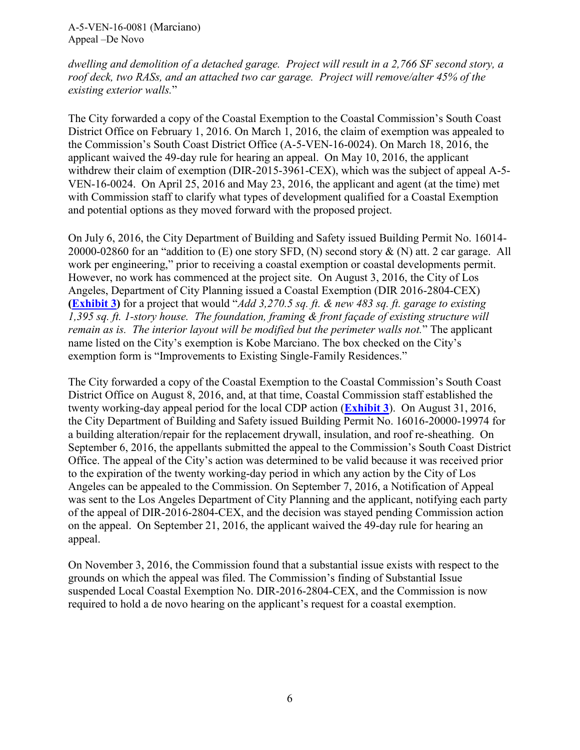*dwelling and demolition of a detached garage. Project will result in a 2,766 SF second story, a roof deck, two RASs, and an attached two car garage. Project will remove/alter 45% of the existing exterior walls.*"

The City forwarded a copy of the Coastal Exemption to the Coastal Commission's South Coast District Office on February 1, 2016. On March 1, 2016, the claim of exemption was appealed to the Commission's South Coast District Office (A-5-VEN-16-0024). On March 18, 2016, the applicant waived the 49-day rule for hearing an appeal. On May 10, 2016, the applicant withdrew their claim of exemption (DIR-2015-3961-CEX), which was the subject of appeal A-5-VEN-16-0024. On April 25, 2016 and May 23, 2016, the applicant and agent (at the time) met with Commission staff to clarify what types of development qualified for a Coastal Exemption and potential options as they moved forward with the proposed project.

On July 6, 2016, the City Department of Building and Safety issued Building Permit No. 16014-20000-02860 for an "addition to (E) one story SFD, (N) second story & (N) att. 2 car garage. All work per engineering," prior to receiving a coastal exemption or coastal developments permit. However, no work has commenced at the project site. On August 3, 2016, the City of Los Angeles, Department of City Planning issued a Coastal Exemption (DIR 2016-2804-CEX) **(Exhibit 3)** for a project that would "*Add 3,270.5 sq. ft. & new 483 sq. ft. garage to existing 1,395 sq. ft. 1-story house. The foundation, framing & front façade of existing structure will remain as is. The interior layout will be modified but the perimeter walls not.*" The applicant name listed on the City's exemption is Kobe Marciano. The box checked on the City's exemption form is "Improvements to Existing Single-Family Residences."

The City forwarded a copy of the Coastal Exemption to the Coastal Commission's South Coast District Office on August 8, 2016, and, at that time, Coastal Commission staff established the twenty working-day appeal period for the local CDP action (**Exhibit 3**). On August 31, 2016, the City Department of Building and Safety issued Building Permit No. 16016-20000-19974 for a building alteration/repair for the replacement drywall, insulation, and roof re-sheathing. On September 6, 2016, the appellants submitted the appeal to the Commission's South Coast District Office. The appeal of the City's action was determined to be valid because it was received prior to the expiration of the twenty working-day period in which any action by the City of Los Angeles can be appealed to the Commission. On September 7, 2016, a Notification of Appeal was sent to the Los Angeles Department of City Planning and the applicant, notifying each party of the appeal of DIR-2016-2804-CEX, and the decision was stayed pending Commission action on the appeal. On September 21, 2016, the applicant waived the 49-day rule for hearing an appeal.

On November 3, 2016, the Commission found that a substantial issue exists with respect to the grounds on which the appeal was filed. The Commission's finding of Substantial Issue suspended Local Coastal Exemption No. DIR-2016-2804-CEX, and the Commission is now required to hold a de novo hearing on the applicant's request for a coastal exemption.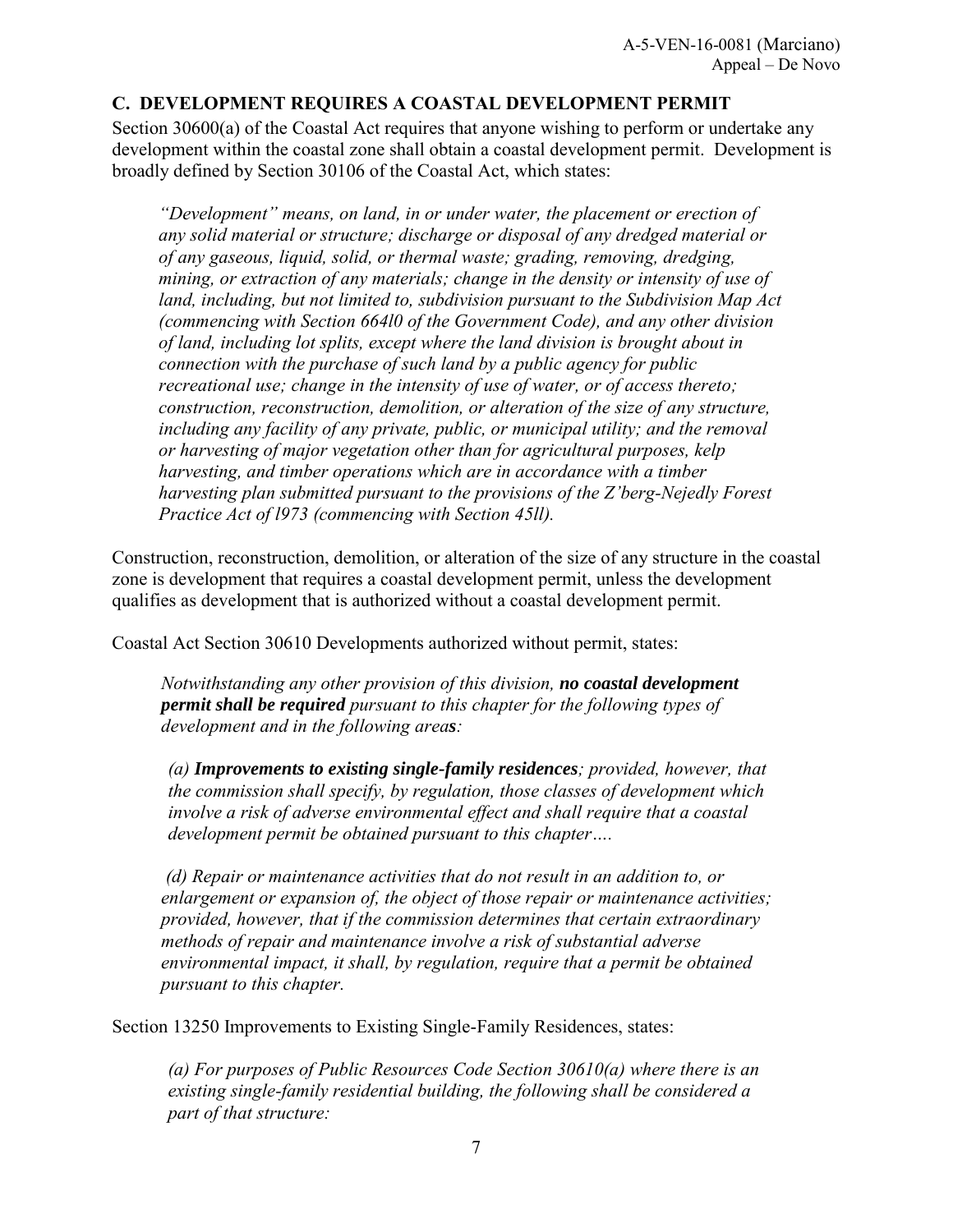## C. DEVELOPMENT REQUIRES A COASTAL DEVELOPMENT PERMIT

Section 30600(a) of the Coastal Act requires that anyone wishing to perform or undertake any development within the coastal zone shall obtain a coastal development permit. Development is broadly defined by Section 30106 of the Coastal Act, which states:

> *"Development" means, on land, in or under water, the placement or erection of any solid material or structure; discharge or disposal of any dredged material or of any gaseous, liquid, solid, or thermal waste; grading, removing, dredging, mining, or extraction of any materials; change in the density or intensity of use of land, including, but not limited to, subdivision pursuant to the Subdivision Map Act (commencing with Section 664l0 of the Government Code), and any other division of land, including lot splits, except where the land division is brought about in connection with the purchase of such land by a public agency for public recreational use; change in the intensity of use of water, or of access thereto; construction, reconstruction, demolition, or alteration of the size of any structure, including any facility of any private, public, or municipal utility; and the removal or harvesting of major vegetation other than for agricultural purposes, kelp harvesting, and timber operations which are in accordance with a timber harvesting plan submitted pursuant to the provisions of the Z'berg-Nejedly Forest Practice Act of l973 (commencing with Section 45ll).*

Construction, reconstruction, demolition, or alteration of the size of any structure in the coastal zone is development that requires a coastal development permit, unless the development qualifies as development that is authorized without a coastal development permit.

Coastal Act Section 30610 Developments authorized without permit, states:

> *Notwithstanding any other provision of this division, **no coastal development permit shall be required** pursuant to this chapter for the following types of development and in the following areas:*
>
> *(a) **Improvements to existing single-family residences**; provided, however, that the commission shall specify, by regulation, those classes of development which involve a risk of adverse environmental effect and shall require that a coastal development permit be obtained pursuant to this chapter….*
>
> *(d) Repair or maintenance activities that do not result in an addition to, or enlargement or expansion of, the object of those repair or maintenance activities; provided, however, that if the commission determines that certain extraordinary methods of repair and maintenance involve a risk of substantial adverse environmental impact, it shall, by regulation, require that a permit be obtained pursuant to this chapter.*

Section 13250 Improvements to Existing Single-Family Residences, states:

> *(a) For purposes of Public Resources Code Section 30610(a) where there is an existing single-family residential building, the following shall be considered a part of that structure:*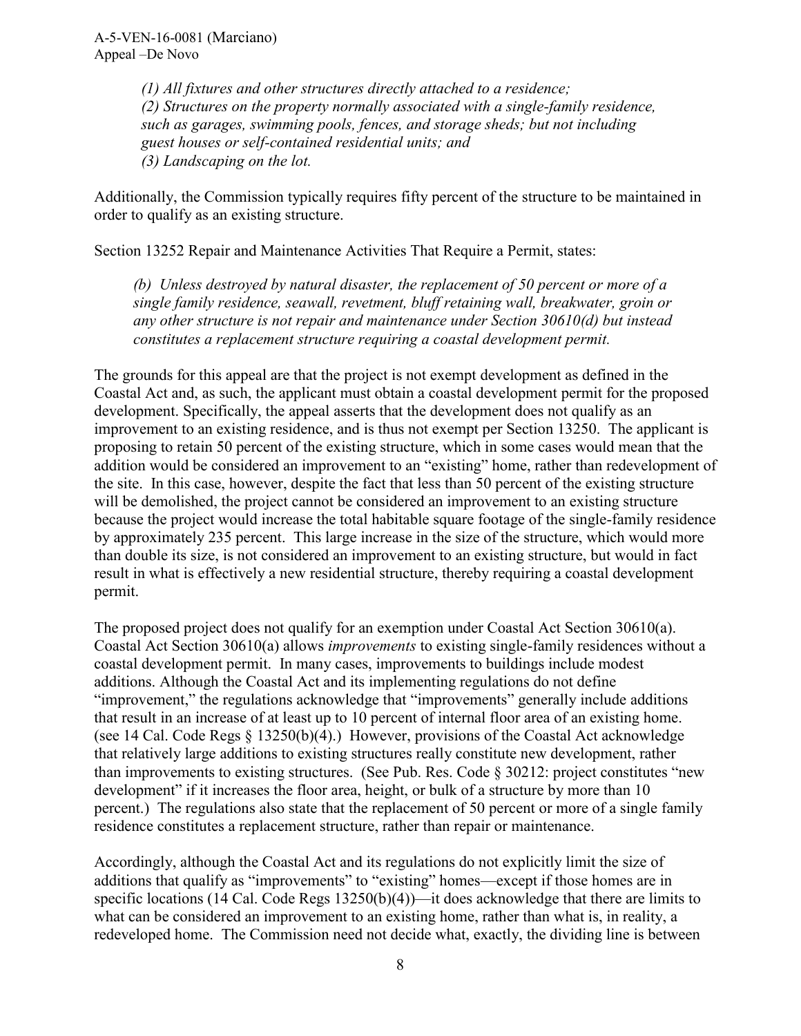*(1) All fixtures and other structures directly attached to a residence;*
*(2) Structures on the property normally associated with a single-family residence, such as garages, swimming pools, fences, and storage sheds; but not including guest houses or self-contained residential units; and*
*(3) Landscaping on the lot.*

Additionally, the Commission typically requires fifty percent of the structure to be maintained in order to qualify as an existing structure.

Section 13252 Repair and Maintenance Activities That Require a Permit, states:

> *(b) Unless destroyed by natural disaster, the replacement of 50 percent or more of a single family residence, seawall, revetment, bluff retaining wall, breakwater, groin or any other structure is not repair and maintenance under Section 30610(d) but instead constitutes a replacement structure requiring a coastal development permit.*

The grounds for this appeal are that the project is not exempt development as defined in the Coastal Act and, as such, the applicant must obtain a coastal development permit for the proposed development. Specifically, the appeal asserts that the development does not qualify as an improvement to an existing residence, and is thus not exempt per Section 13250. The applicant is proposing to retain 50 percent of the existing structure, which in some cases would mean that the addition would be considered an improvement to an "existing" home, rather than redevelopment of the site. In this case, however, despite the fact that less than 50 percent of the existing structure will be demolished, the project cannot be considered an improvement to an existing structure because the project would increase the total habitable square footage of the single-family residence by approximately 235 percent. This large increase in the size of the structure, which would more than double its size, is not considered an improvement to an existing structure, but would in fact result in what is effectively a new residential structure, thereby requiring a coastal development permit.

The proposed project does not qualify for an exemption under Coastal Act Section 30610(a). Coastal Act Section 30610(a) allows *improvements* to existing single-family residences without a coastal development permit. In many cases, improvements to buildings include modest additions. Although the Coastal Act and its implementing regulations do not define "improvement," the regulations acknowledge that "improvements" generally include additions that result in an increase of at least up to 10 percent of internal floor area of an existing home. (see 14 Cal. Code Regs § 13250(b)(4).) However, provisions of the Coastal Act acknowledge that relatively large additions to existing structures really constitute new development, rather than improvements to existing structures. (See Pub. Res. Code § 30212: project constitutes "new development" if it increases the floor area, height, or bulk of a structure by more than 10 percent.) The regulations also state that the replacement of 50 percent or more of a single family residence constitutes a replacement structure, rather than repair or maintenance.

Accordingly, although the Coastal Act and its regulations do not explicitly limit the size of additions that qualify as "improvements" to "existing" homes—except if those homes are in specific locations (14 Cal. Code Regs 13250(b)(4))—it does acknowledge that there are limits to what can be considered an improvement to an existing home, rather than what is, in reality, a redeveloped home. The Commission need not decide what, exactly, the dividing line is between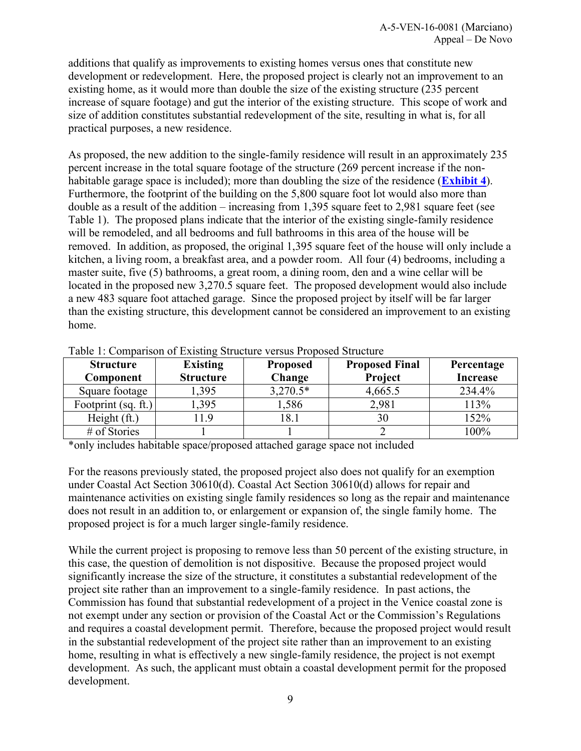additions that qualify as improvements to existing homes versus ones that constitute new development or redevelopment. Here, the proposed project is clearly not an improvement to an existing home, as it would more than double the size of the existing structure (235 percent increase of square footage) and gut the interior of the existing structure. This scope of work and size of addition constitutes substantial redevelopment of the site, resulting in what is, for all practical purposes, a new residence.

As proposed, the new addition to the single-family residence will result in an approximately 235 percent increase in the total square footage of the structure (269 percent increase if the non-habitable garage space is included); more than doubling the size of the residence (**Exhibit 4**). Furthermore, the footprint of the building on the 5,800 square foot lot would also more than double as a result of the addition – increasing from 1,395 square feet to 2,981 square feet (see Table 1). The proposed plans indicate that the interior of the existing single-family residence will be remodeled, and all bedrooms and full bathrooms in this area of the house will be removed. In addition, as proposed, the original 1,395 square feet of the house will only include a kitchen, a living room, a breakfast area, and a powder room. All four (4) bedrooms, including a master suite, five (5) bathrooms, a great room, a dining room, den and a wine cellar will be located in the proposed new 3,270.5 square feet. The proposed development would also include a new 483 square foot attached garage. Since the proposed project by itself will be far larger than the existing structure, this development cannot be considered an improvement to an existing home.

Table 1: Comparison of Existing Structure versus Proposed Structure

| Structure Component | Existing Structure | Proposed Change | Proposed Final Project | Percentage Increase |
|---|---|---|---|---|
| Square footage | 1,395 | 3,270.5* | 4,665.5 | 234.4% |
| Footprint (sq. ft.) | 1,395 | 1,586 | 2,981 | 113% |
| Height (ft.) | 11.9 | 18.1 | 30 | 152% |
| # of Stories | 1 | 1 | 2 | 100% |

*only includes habitable space/proposed attached garage space not included

For the reasons previously stated, the proposed project also does not qualify for an exemption under Coastal Act Section 30610(d). Coastal Act Section 30610(d) allows for repair and maintenance activities on existing single family residences so long as the repair and maintenance does not result in an addition to, or enlargement or expansion of, the single family home. The proposed project is for a much larger single-family residence.

While the current project is proposing to remove less than 50 percent of the existing structure, in this case, the question of demolition is not dispositive. Because the proposed project would significantly increase the size of the structure, it constitutes a substantial redevelopment of the project site rather than an improvement to a single-family residence. In past actions, the Commission has found that substantial redevelopment of a project in the Venice coastal zone is not exempt under any section or provision of the Coastal Act or the Commission's Regulations and requires a coastal development permit. Therefore, because the proposed project would result in the substantial redevelopment of the project site rather than an improvement to an existing home, resulting in what is effectively a new single-family residence, the project is not exempt development. As such, the applicant must obtain a coastal development permit for the proposed development.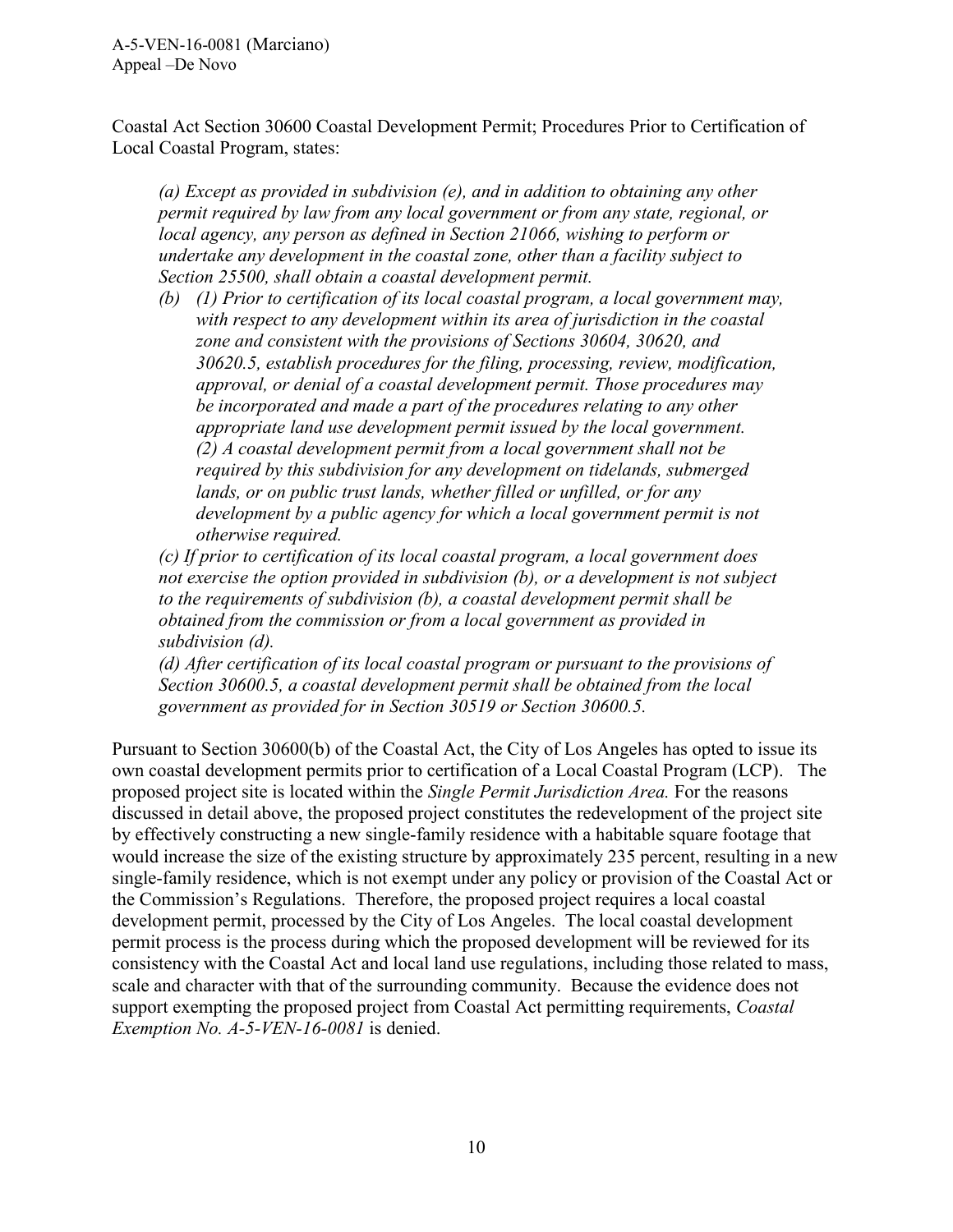Coastal Act Section 30600 Coastal Development Permit; Procedures Prior to Certification of Local Coastal Program, states:

> *(a) Except as provided in subdivision (e), and in addition to obtaining any other permit required by law from any local government or from any state, regional, or local agency, any person as defined in Section 21066, wishing to perform or undertake any development in the coastal zone, other than a facility subject to Section 25500, shall obtain a coastal development permit.*
>
> *(b) (1) Prior to certification of its local coastal program, a local government may, with respect to any development within its area of jurisdiction in the coastal zone and consistent with the provisions of Sections 30604, 30620, and 30620.5, establish procedures for the filing, processing, review, modification, approval, or denial of a coastal development permit. Those procedures may be incorporated and made a part of the procedures relating to any other appropriate land use development permit issued by the local government.*
> *(2) A coastal development permit from a local government shall not be required by this subdivision for any development on tidelands, submerged lands, or on public trust lands, whether filled or unfilled, or for any development by a public agency for which a local government permit is not otherwise required.*
>
> *(c) If prior to certification of its local coastal program, a local government does not exercise the option provided in subdivision (b), or a development is not subject to the requirements of subdivision (b), a coastal development permit shall be obtained from the commission or from a local government as provided in subdivision (d).*
>
> *(d) After certification of its local coastal program or pursuant to the provisions of Section 30600.5, a coastal development permit shall be obtained from the local government as provided for in Section 30519 or Section 30600.5.*

Pursuant to Section 30600(b) of the Coastal Act, the City of Los Angeles has opted to issue its own coastal development permits prior to certification of a Local Coastal Program (LCP). The proposed project site is located within the *Single Permit Jurisdiction Area.* For the reasons discussed in detail above, the proposed project constitutes the redevelopment of the project site by effectively constructing a new single-family residence with a habitable square footage that would increase the size of the existing structure by approximately 235 percent, resulting in a new single-family residence, which is not exempt under any policy or provision of the Coastal Act or the Commission's Regulations. Therefore, the proposed project requires a local coastal development permit, processed by the City of Los Angeles. The local coastal development permit process is the process during which the proposed development will be reviewed for its consistency with the Coastal Act and local land use regulations, including those related to mass, scale and character with that of the surrounding community. Because the evidence does not support exempting the proposed project from Coastal Act permitting requirements, *Coastal Exemption No. A-5-VEN-16-0081* is denied.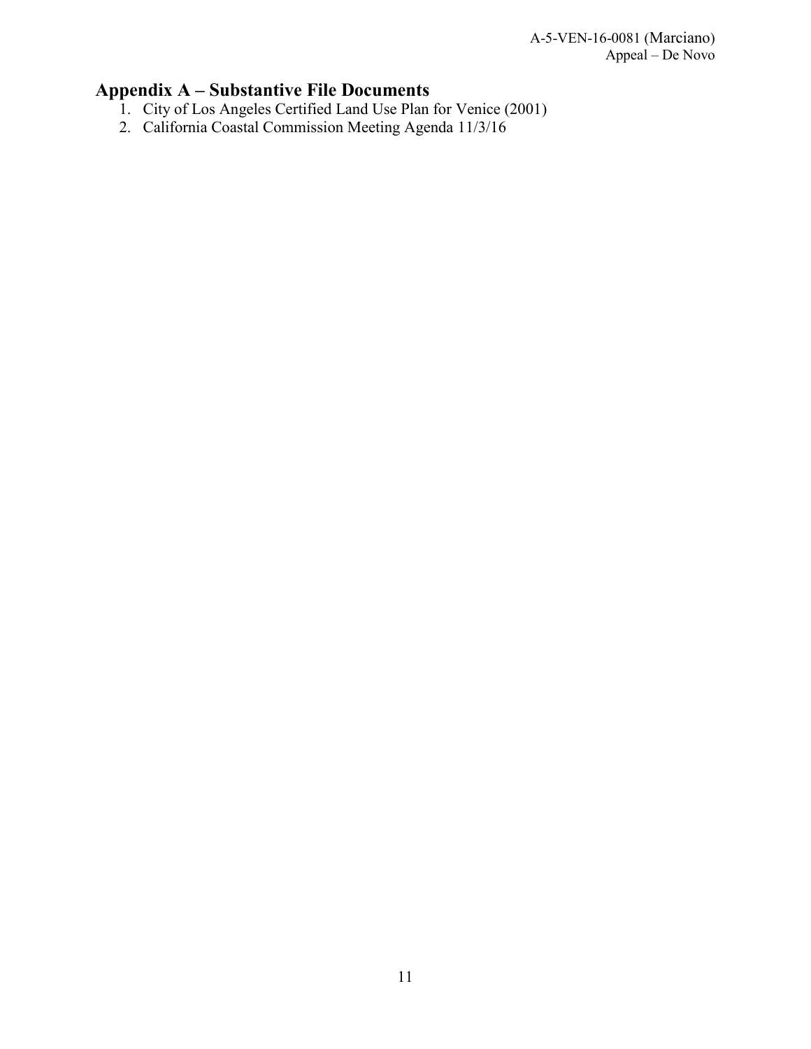## Appendix A – Substantive File Documents

1. City of Los Angeles Certified Land Use Plan for Venice (2001)
2. California Coastal Commission Meeting Agenda 11/3/16